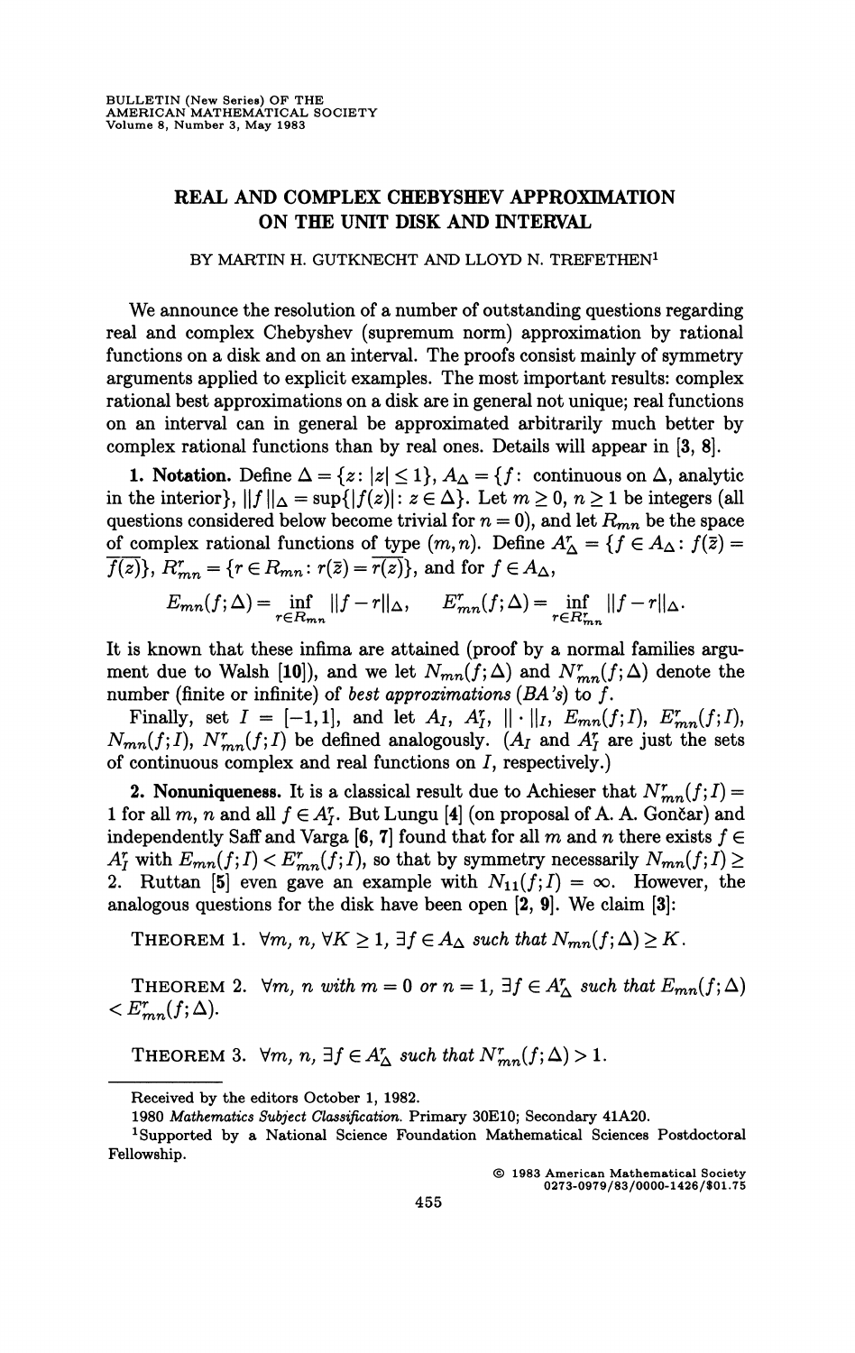# REAL AND COMPLEX CHEBYSHEV APPROXIMATION ON THE UNIT DISK AND INTERVAL

BY MARTIN H. GUTKNECHT AND LLOYD N. TREFETHEN[1]

We announce the resolution of a number of outstanding questions regarding real and complex Chebyshev (supremum norm) approximation by rational functions on a disk and on an interval. The proofs consist mainly of symmetry arguments applied to explicit examples. The most important results: complex rational best approximations on a disk are in general not unique; real functions on an interval can in general be approximated arbitrarily much better by complex rational functions than by real ones. Details will appear in [3, 8].

**1. Notation.** Define $\Delta = \{z : |z| \leq 1\}$, $A_\Delta = \{f :$ continuous on $\Delta$, analytic in the interior$\}$, $\|f\|_\Delta = \sup\{|f(z)| : z \in \Delta\}$. Let $m \geq 0$, $n \geq 1$ be integers (all questions considered below become trivial for $n = 0$), and let $R_{mn}$ be the space of complex rational functions of type $(m, n)$. Define $A^r_\Delta = \{f \in A_\Delta : f(\bar{z}) = \overline{f(z)}\}$, $R^r_{mn} = \{r \in R_{mn} : r(\bar{z}) = \overline{r(z)}\}$, and for $f \in A_\Delta$,

$$E_{mn}(f;\Delta) = \inf_{r \in R_{mn}} \|f - r\|_\Delta, \qquad E^r_{mn}(f;\Delta) = \inf_{r \in R^r_{mn}} \|f - r\|_\Delta.$$

It is known that these infima are attained (proof by a normal families argument due to Walsh [10]), and we let $N_{mn}(f;\Delta)$ and $N^r_{mn}(f;\Delta)$ denote the number (finite or infinite) of *best approximations* (*BA's*) to $f$.

Finally, set $I = [-1, 1]$, and let $A_I$, $A^r_I$, $\|\cdot\|_I$, $E_{mn}(f;I)$, $E^r_{mn}(f;I)$, $N_{mn}(f;I)$, $N^r_{mn}(f;I)$ be defined analogously. ($A_I$ and $A^r_I$ are just the sets of continuous complex and real functions on $I$, respectively.)

**2. Nonuniqueness.** It is a classical result due to Achieser that $N^r_{mn}(f;I) = 1$ for all $m, n$ and all $f \in A^r_I$. But Lungu [4] (on proposal of A. A. Gončar) and independently Saff and Varga [6, 7] found that for all $m$ and $n$ there exists $f \in A^r_I$ with $E_{mn}(f;I) < E^r_{mn}(f;I)$, so that by symmetry necessarily $N_{mn}(f;I) \geq 2$. Ruttan [5] even gave an example with $N_{11}(f;I) = \infty$. However, the analogous questions for the disk have been open [2, 9]. We claim [3]:

THEOREM 1. *$\forall m, n, \forall K \geq 1, \exists f \in A_\Delta$ such that $N_{mn}(f;\Delta) \geq K$.*

THEOREM 2. *$\forall m, n$ with $m = 0$ or $n = 1$, $\exists f \in A^r_\Delta$ such that $E_{mn}(f;\Delta) < E^r_{mn}(f;\Delta)$.*

THEOREM 3. *$\forall m, n, \exists f \in A^r_\Delta$ such that $N^r_{mn}(f;\Delta) > 1$.*

---

Received by the editors October 1, 1982.

1980 *Mathematics Subject Classification*. Primary 30E10; Secondary 41A20.

[1]Supported by a National Science Foundation Mathematical Sciences Postdoctoral Fellowship.

© 1983 American Mathematical Society 0273-0979/83/0000-1426/$01.75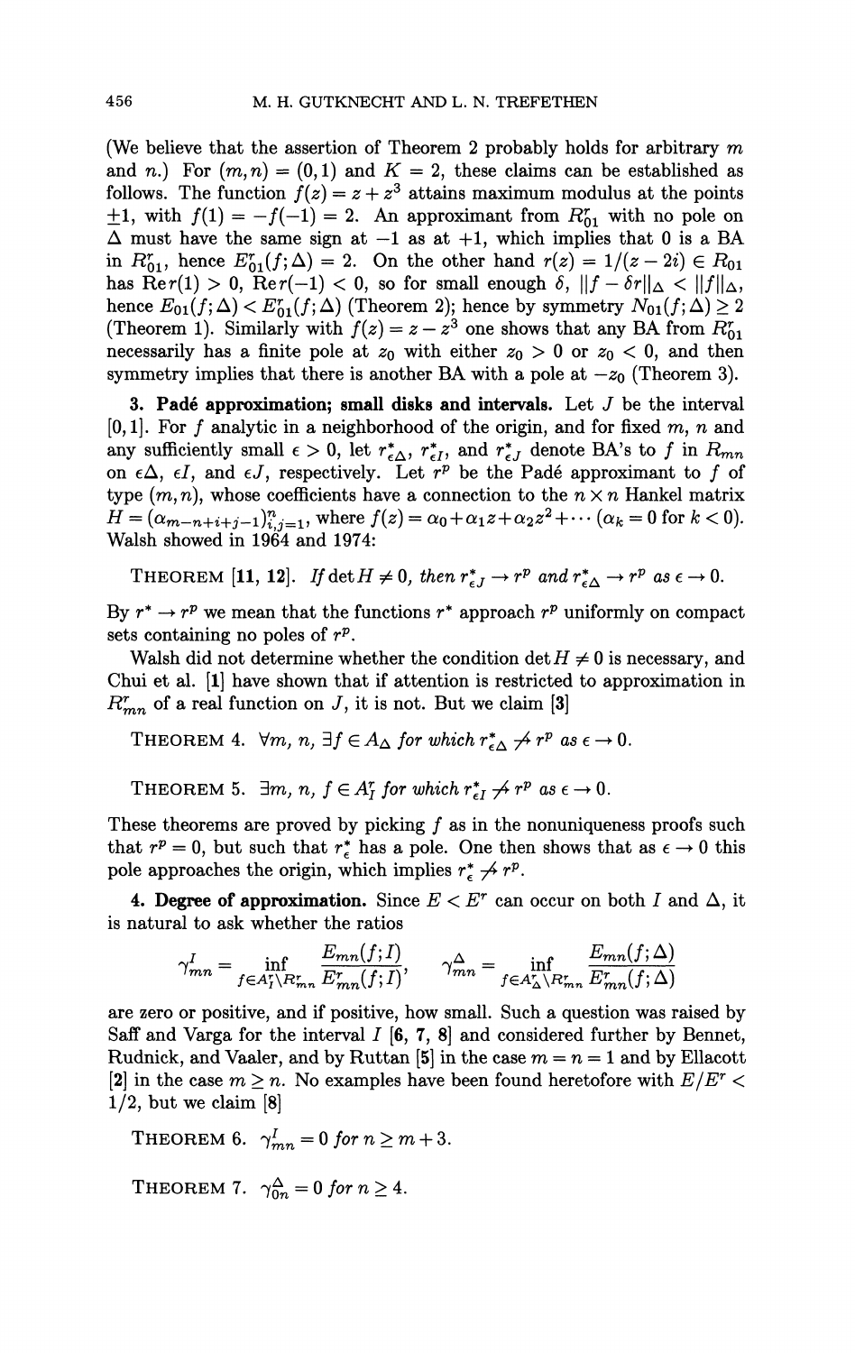(We believe that the assertion of Theorem 2 probably holds for arbitrary $m$ and $n$.) For $(m,n) = (0,1)$ and $K = 2$, these claims can be established as follows. The function $f(z) = z + z^3$ attains maximum modulus at the points $\pm 1$, with $f(1) = -f(-1) = 2$. An approximant from $R_{01}^r$ with no pole on $\Delta$ must have the same sign at $-1$ as at $+1$, which implies that 0 is a BA in $R_{01}^r$, hence $E_{01}^r(f;\Delta) = 2$. On the other hand $r(z) = 1/(z-2i) \in R_{01}$ has $\operatorname{Re} r(1) > 0$, $\operatorname{Re} r(-1) < 0$, so for small enough $\delta$, $\|f - \delta r\|_\Delta < \|f\|_\Delta$, hence $E_{01}(f;\Delta) < E_{01}^r(f;\Delta)$ (Theorem 2); hence by symmetry $N_{01}(f;\Delta) \geq 2$ (Theorem 1). Similarly with $f(z) = z - z^3$ one shows that any BA from $R_{01}^r$ necessarily has a finite pole at $z_0$ with either $z_0 > 0$ or $z_0 < 0$, and then symmetry implies that there is another BA with a pole at $-z_0$ (Theorem 3).

**3. Padé approximation; small disks and intervals.** Let $J$ be the interval $[0,1]$. For $f$ analytic in a neighborhood of the origin, and for fixed $m$, $n$ and any sufficiently small $\epsilon > 0$, let $r_{\epsilon\Delta}^*$, $r_{\epsilon I}^*$, and $r_{\epsilon J}^*$ denote BA's to $f$ in $R_{mn}$ on $\epsilon\Delta$, $\epsilon I$, and $\epsilon J$, respectively. Let $r^p$ be the Padé approximant to $f$ of type $(m,n)$, whose coefficients have a connection to the $n \times n$ Hankel matrix $H = (\alpha_{m-n+i+j-1})_{i,j=1}^n$, where $f(z) = \alpha_0 + \alpha_1 z + \alpha_2 z^2 + \cdots$ ($\alpha_k = 0$ for $k < 0$). Walsh showed in 1964 and 1974:

THEOREM [**11**, **12**]. *If* $\det H \neq 0$, *then* $r_{\epsilon J}^* \to r^p$ *and* $r_{\epsilon\Delta}^* \to r^p$ *as* $\epsilon \to 0$.

By $r^* \to r^p$ we mean that the functions $r^*$ approach $r^p$ uniformly on compact sets containing no poles of $r^p$.

Walsh did not determine whether the condition $\det H \neq 0$ is necessary, and Chui et al. [**1**] have shown that if attention is restricted to approximation in $R_{mn}^r$ of a real function on $J$, it is not. But we claim [**3**]

THEOREM 4. $\forall m, n$, $\exists f \in A_\Delta$ *for which* $r_{\epsilon\Delta}^* \not\to r^p$ *as* $\epsilon \to 0$.

THEOREM 5. $\exists m, n$, $f \in A_I^r$ *for which* $r_{\epsilon I}^* \not\to r^p$ *as* $\epsilon \to 0$.

These theorems are proved by picking $f$ as in the nonuniqueness proofs such that $r^p = 0$, but such that $r_\epsilon^*$ has a pole. One then shows that as $\epsilon \to 0$ this pole approaches the origin, which implies $r_\epsilon^* \not\to r^p$.

**4. Degree of approximation.** Since $E < E^r$ can occur on both $I$ and $\Delta$, it is natural to ask whether the ratios

$$\gamma_{mn}^I = \inf_{f \in A_I^r \setminus R_{mn}^r} \frac{E_{mn}(f;I)}{E_{mn}^r(f;I)}, \qquad \gamma_{mn}^\Delta = \inf_{f \in A_\Delta^r \setminus R_{mn}^r} \frac{E_{mn}(f;\Delta)}{E_{mn}^r(f;\Delta)}$$

are zero or positive, and if positive, how small. Such a question was raised by Saff and Varga for the interval $I$ [**6**, **7**, **8**] and considered further by Bennet, Rudnick, and Vaaler, and by Ruttan [**5**] in the case $m = n = 1$ and by Ellacott [**2**] in the case $m \geq n$. No examples have been found heretofore with $E/E^r < 1/2$, but we claim [**8**]

THEOREM 6. $\gamma_{mn}^I = 0$ *for* $n \geq m + 3$.

THEOREM 7. $\gamma_{0n}^\Delta = 0$ *for* $n \geq 4$.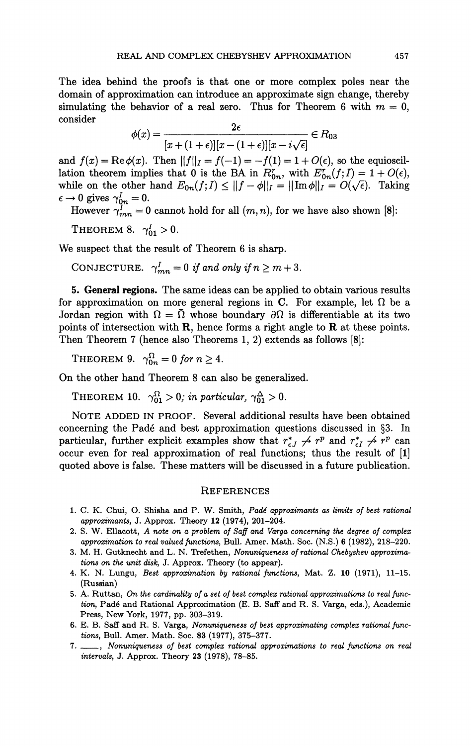The idea behind the proofs is that one or more complex poles near the domain of approximation can introduce an approximate sign change, thereby simulating the behavior of a real zero. Thus for Theorem 6 with $m = 0$, consider

$$\phi(x) = \frac{2\epsilon}{[x + (1+\epsilon)][x - (1+\epsilon)][x - i\sqrt{\epsilon}]} \in R_{03}$$

and $f(x) = \operatorname{Re} \phi(x)$. Then $\|f\|_I = f(-1) = -f(1) = 1 + O(\epsilon)$, so the equioscillation theorem implies that 0 is the BA in $R_{0n}^r$, with $E_{0n}^r(f; I) = 1 + O(\epsilon)$, while on the other hand $E_{0n}(f; I) \leq \|f - \phi\|_I = \|\operatorname{Im} \phi\|_I = O(\sqrt{\epsilon})$. Taking $\epsilon \to 0$ gives $\gamma_{0n}^I = 0$.

However $\gamma_{mn}^I = 0$ cannot hold for all $(m, n)$, for we have also shown [8]:

THEOREM 8. $\gamma_{01}^I > 0$.

We suspect that the result of Theorem 6 is sharp.

CONJECTURE. *$\gamma_{mn}^I = 0$ if and only if $n \geq m + 3$.*

**5. General regions.** The same ideas can be applied to obtain various results for approximation on more general regions in $\mathbf{C}$. For example, let $\Omega$ be a Jordan region with $\Omega = \bar{\Omega}$ whose boundary $\partial\Omega$ is differentiable at its two points of intersection with $\mathbf{R}$, hence forms a right angle to $\mathbf{R}$ at these points. Then Theorem 7 (hence also Theorems 1, 2) extends as follows [8]:

THEOREM 9. *$\gamma_{0n}^\Omega = 0$ for $n \geq 4$.*

On the other hand Theorem 8 can also be generalized.

THEOREM 10. *$\gamma_{01}^\Omega > 0$; in particular, $\gamma_{01}^\Delta > 0$.*

NOTE ADDED IN PROOF. Several additional results have been obtained concerning the Padé and best approximation questions discussed in §3. In particular, further explicit examples show that $r_{\epsilon J}^* \not\to r^p$ and $r_{\epsilon I}^* \not\to r^p$ can occur even for real approximation of real functions; thus the result of [1] quoted above is false. These matters will be discussed in a future publication.

## REFERENCES

1. C. K. Chui, O. Shisha and P. W. Smith, *Padé approximants as limits of best rational approximants*, J. Approx. Theory **12** (1974), 201–204.
2. S. W. Ellacott, *A note on a problem of Saff and Varga concerning the degree of complex approximation to real valued functions*, Bull. Amer. Math. Soc. (N.S.) **6** (1982), 218–220.
3. M. H. Gutknecht and L. N. Trefethen, *Nonuniqueness of rational Chebyshev approximations on the unit disk*, J. Approx. Theory (to appear).
4. K. N. Lungu, *Best approximation by rational functions*, Mat. Z. **10** (1971), 11–15. (Russian)
5. A. Ruttan, *On the cardinality of a set of best complex rational approximations to real function*, Padé and Rational Approximation (E. B. Saff and R. S. Varga, eds.), Academic Press, New York, 1977, pp. 303–319.
6. E. B. Saff and R. S. Varga, *Nonuniqueness of best approximating complex rational functions*, Bull. Amer. Math. Soc. **83** (1977), 375–377.
7. ——, *Nonuniqueness of best complex rational approximations to real functions on real intervals*, J. Approx. Theory **23** (1978), 78–85.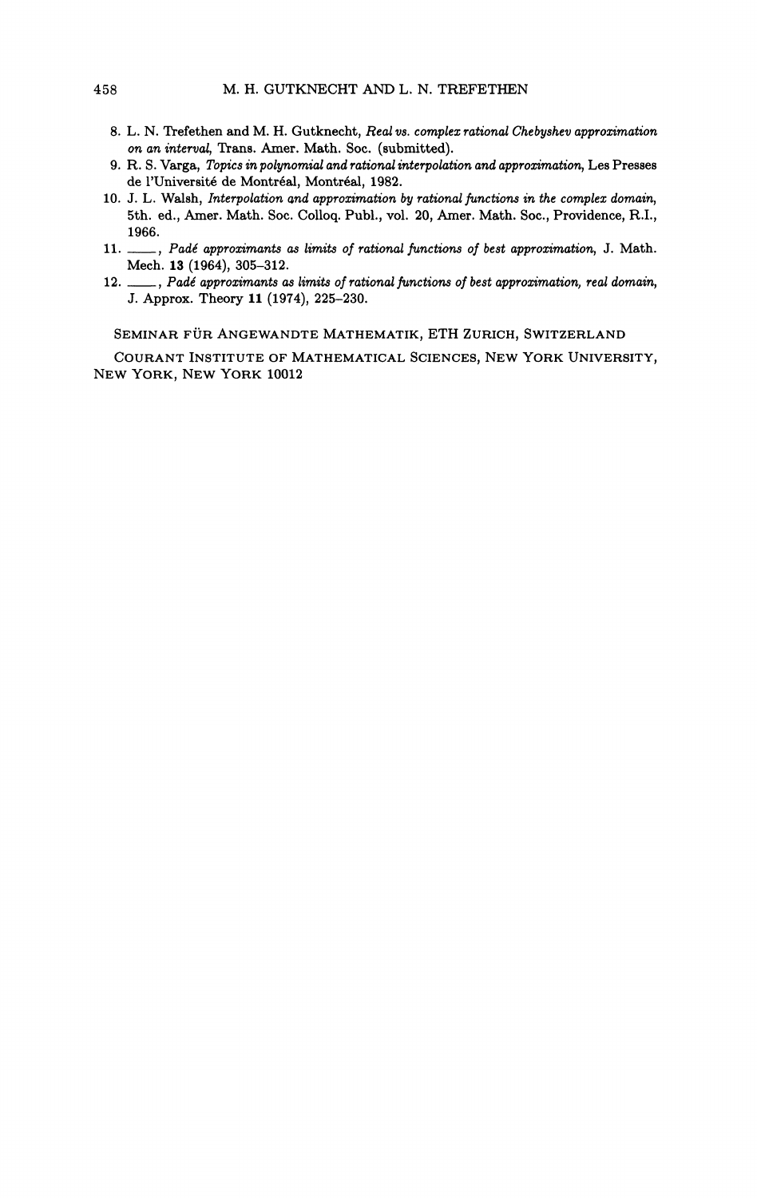8. L. N. Trefethen and M. H. Gutknecht, *Real vs. complex rational Chebyshev approximation on an interval*, Trans. Amer. Math. Soc. (submitted).
9. R. S. Varga, *Topics in polynomial and rational interpolation and approximation*, Les Presses de l'Université de Montréal, Montréal, 1982.
10. J. L. Walsh, *Interpolation and approximation by rational functions in the complex domain*, 5th. ed., Amer. Math. Soc. Colloq. Publ., vol. 20, Amer. Math. Soc., Providence, R.I., 1966.
11. ——, *Padé approximants as limits of rational functions of best approximation*, J. Math. Mech. **13** (1964), 305–312.
12. ——, *Padé approximants as limits of rational functions of best approximation, real domain*, J. Approx. Theory **11** (1974), 225–230.

SEMINAR FÜR ANGEWANDTE MATHEMATIK, ETH ZURICH, SWITZERLAND

COURANT INSTITUTE OF MATHEMATICAL SCIENCES, NEW YORK UNIVERSITY, NEW YORK, NEW YORK 10012